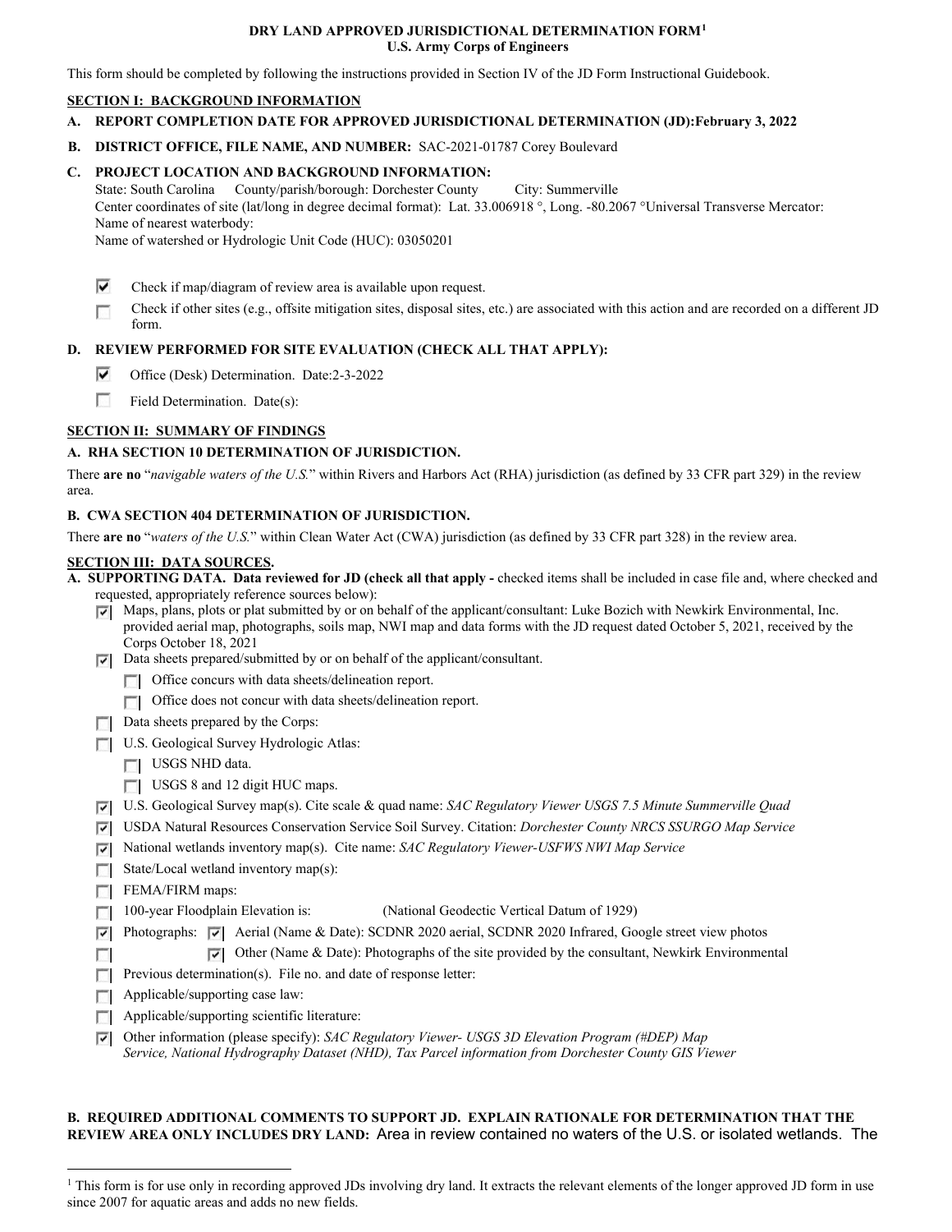# DRY LAND APPROVED JURISDICTIONAL DETERMINATION FORM[1]
## U.S. Army Corps of Engineers

This form should be completed by following the instructions provided in Section IV of the JD Form Instructional Guidebook.

## SECTION I: BACKGROUND INFORMATION

**A. REPORT COMPLETION DATE FOR APPROVED JURISDICTIONAL DETERMINATION (JD):February 3, 2022**

**B. DISTRICT OFFICE, FILE NAME, AND NUMBER:** SAC-2021-01787 Corey Boulevard

**C. PROJECT LOCATION AND BACKGROUND INFORMATION:**

State: South Carolina County/parish/borough: Dorchester County City: Summerville
Center coordinates of site (lat/long in degree decimal format): Lat. 33.006918 °, Long. -80.2067 °Universal Transverse Mercator:
Name of nearest waterbody:
Name of watershed or Hydrologic Unit Code (HUC): 03050201

- [x] Check if map/diagram of review area is available upon request.
- [ ] Check if other sites (e.g., offsite mitigation sites, disposal sites, etc.) are associated with this action and are recorded on a different JD form.

**D. REVIEW PERFORMED FOR SITE EVALUATION (CHECK ALL THAT APPLY):**

- [x] Office (Desk) Determination. Date:2-3-2022
- [ ] Field Determination. Date(s):

## SECTION II: SUMMARY OF FINDINGS

**A. RHA SECTION 10 DETERMINATION OF JURISDICTION.**

There **are no** "*navigable waters of the U.S.*" within Rivers and Harbors Act (RHA) jurisdiction (as defined by 33 CFR part 329) in the review area.

**B. CWA SECTION 404 DETERMINATION OF JURISDICTION.**

There **are no** "*waters of the U.S.*" within Clean Water Act (CWA) jurisdiction (as defined by 33 CFR part 328) in the review area.

## SECTION III: DATA SOURCES.

**A. SUPPORTING DATA. Data reviewed for JD (check all that apply -** checked items shall be included in case file and, where checked and requested, appropriately reference sources below):

- [x] Maps, plans, plots or plat submitted by or on behalf of the applicant/consultant: Luke Bozich with Newkirk Environmental, Inc. provided aerial map, photographs, soils map, NWI map and data forms with the JD request dated October 5, 2021, received by the Corps October 18, 2021
- [x] Data sheets prepared/submitted by or on behalf of the applicant/consultant.
  - [ ] Office concurs with data sheets/delineation report.
  - [ ] Office does not concur with data sheets/delineation report.
- [ ] Data sheets prepared by the Corps:
- [ ] U.S. Geological Survey Hydrologic Atlas:
  - [ ] USGS NHD data.
  - [ ] USGS 8 and 12 digit HUC maps.
- [x] U.S. Geological Survey map(s). Cite scale & quad name: *SAC Regulatory Viewer USGS 7.5 Minute Summerville Quad*
- [x] USDA Natural Resources Conservation Service Soil Survey. Citation: *Dorchester County NRCS SSURGO Map Service*
- [x] National wetlands inventory map(s). Cite name: *SAC Regulatory Viewer-USFWS NWI Map Service*
- [ ] State/Local wetland inventory map(s):
- [ ] FEMA/FIRM maps:
- [ ] 100-year Floodplain Elevation is: (National Geodectic Vertical Datum of 1929)
- [x] Photographs: [x] Aerial (Name & Date): SCDNR 2020 aerial, SCDNR 2020 Infrared, Google street view photos
- [ ] [x] Other (Name & Date): Photographs of the site provided by the consultant, Newkirk Environmental
- [ ] Previous determination(s). File no. and date of response letter:
- [ ] Applicable/supporting case law:
- [ ] Applicable/supporting scientific literature:
- [x] Other information (please specify): *SAC Regulatory Viewer- USGS 3D Elevation Program (#DEP) Map Service, National Hydrography Dataset (NHD), Tax Parcel information from Dorchester County GIS Viewer*

**B. REQUIRED ADDITIONAL COMMENTS TO SUPPORT JD. EXPLAIN RATIONALE FOR DETERMINATION THAT THE REVIEW AREA ONLY INCLUDES DRY LAND:** Area in review contained no waters of the U.S. or isolated wetlands. The

[1] This form is for use only in recording approved JDs involving dry land. It extracts the relevant elements of the longer approved JD form in use since 2007 for aquatic areas and adds no new fields.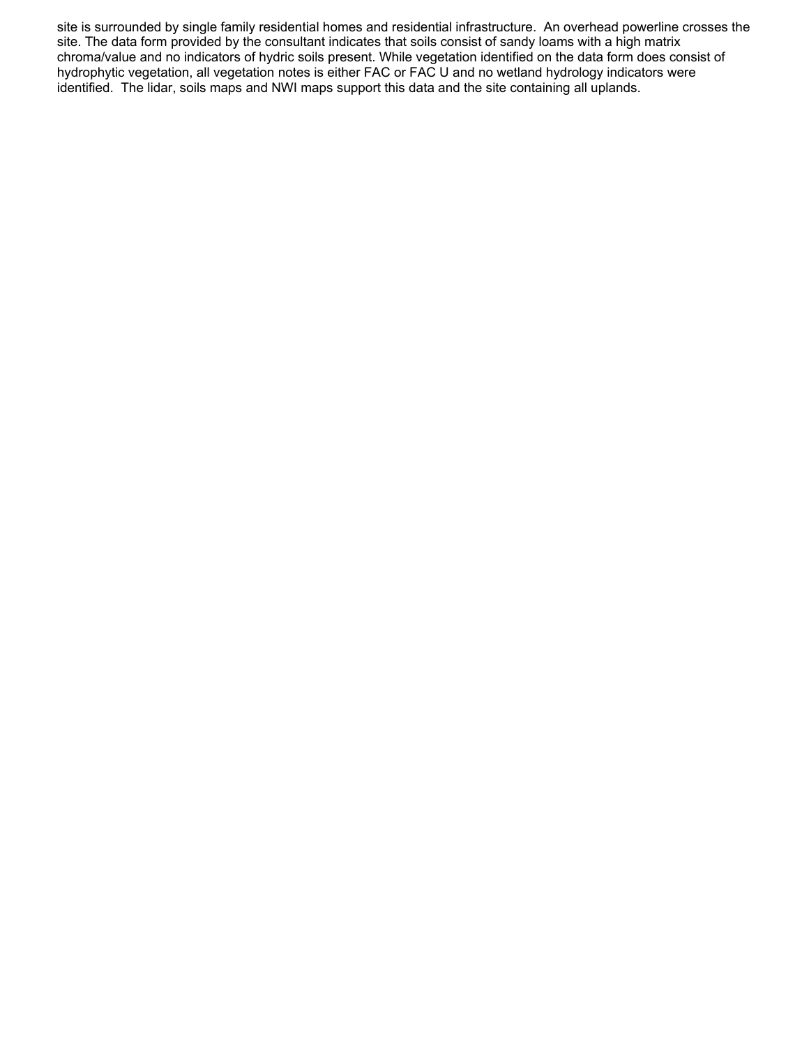site is surrounded by single family residential homes and residential infrastructure. An overhead powerline crosses the site. The data form provided by the consultant indicates that soils consist of sandy loams with a high matrix chroma/value and no indicators of hydric soils present. While vegetation identified on the data form does consist of hydrophytic vegetation, all vegetation notes is either FAC or FAC U and no wetland hydrology indicators were identified. The lidar, soils maps and NWI maps support this data and the site containing all uplands.